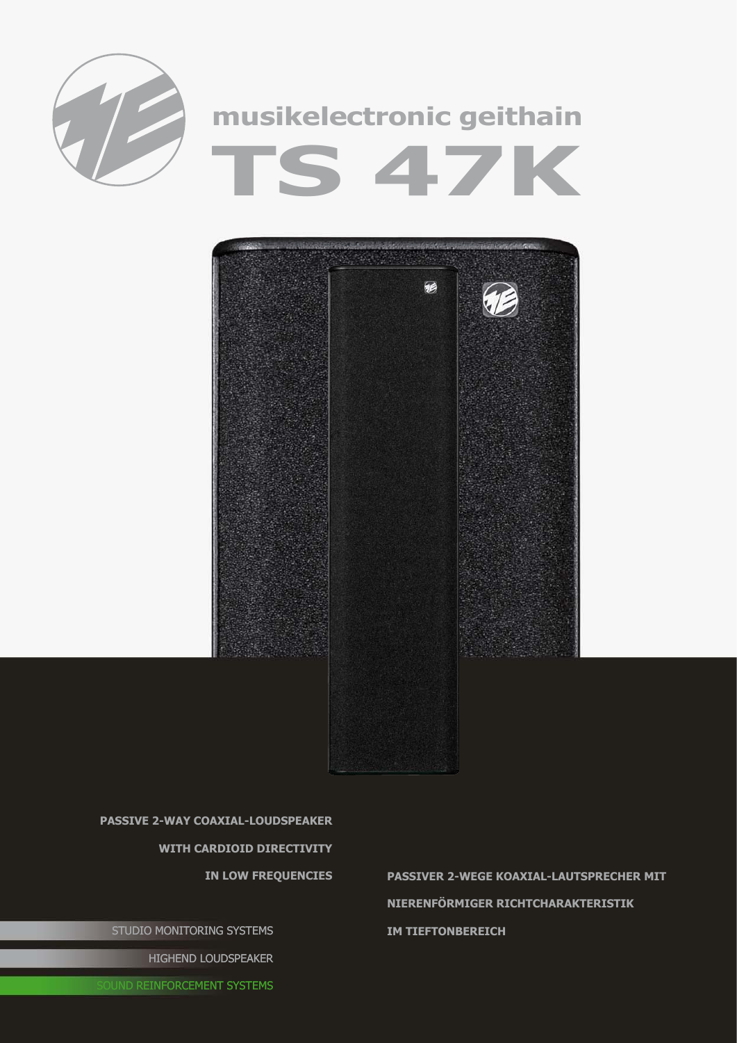# musikelectronic geithain

# TS 47K

**PASSIVE 2-WAY COAXIAL-LOUDSPEAKER WITH CARDIOID DIRECTIVITY IN LOW FREQUENCIES**

**PASSIVER 2-WEGE KOAXIAL-LAUTSPRECHER MIT NIERENFÖRMIGER RICHTCHARAKTERISTIK IM TIEFTONBEREICH**

STUDIO MONITORING SYSTEMS

HIGHEND LOUDSPEAKER

SOUND REINFORCEMENT SYSTEMS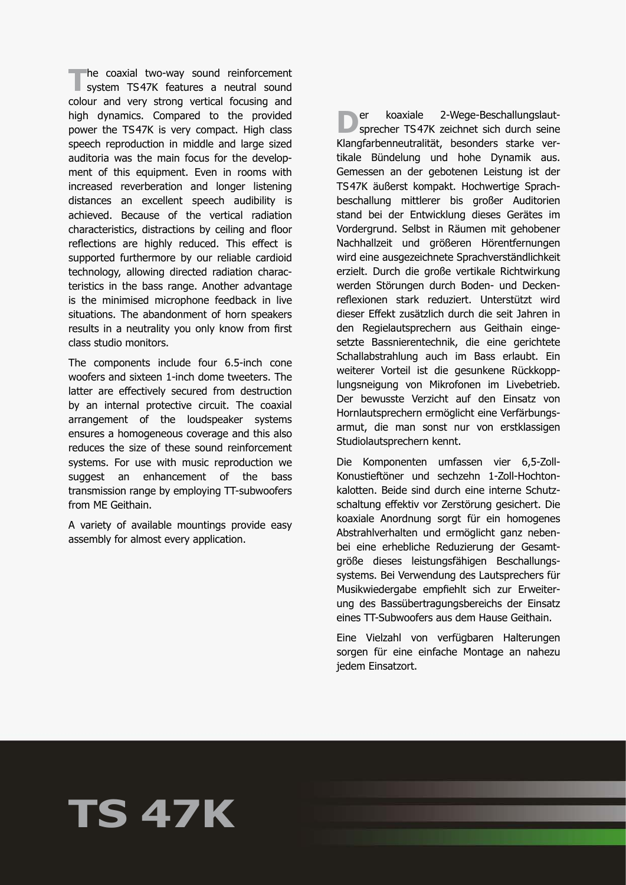The coaxial two-way sound reinforcement system TS47K features a neutral sound colour and very strong vertical focusing and high dynamics. Compared to the provided power the TS47K is very compact. High class speech reproduction in middle and large sized auditoria was the main focus for the development of this equipment. Even in rooms with increased reverberation and longer listening distances an excellent speech audibility is achieved. Because of the vertical radiation characteristics, distractions by ceiling and floor reflections are highly reduced. This effect is supported furthermore by our reliable cardioid technology, allowing directed radiation characteristics in the bass range. Another advantage is the minimised microphone feedback in live situations. The abandonment of horn speakers results in a neutrality you only know from first class studio monitors.

The components include four 6.5-inch cone woofers and sixteen 1-inch dome tweeters. The latter are effectively secured from destruction by an internal protective circuit. The coaxial arrangement of the loudspeaker systems ensures a homogeneous coverage and this also reduces the size of these sound reinforcement systems. For use with music reproduction we suggest an enhancement of the bass transmission range by employing TT-subwoofers from ME Geithain.

A variety of available mountings provide easy assembly for almost every application.

Der koaxiale 2-Wege-Beschallungslautsprecher TS47K zeichnet sich durch seine Klangfarbenneutralität, besonders starke vertikale Bündelung und hohe Dynamik aus. Gemessen an der gebotenen Leistung ist der TS47K äußerst kompakt. Hochwertige Sprachbeschallung mittlerer bis großer Auditorien stand bei der Entwicklung dieses Gerätes im Vordergrund. Selbst in Räumen mit gehobener Nachhallzeit und größeren Hörentfernungen wird eine ausgezeichnete Sprachverständlichkeit erzielt. Durch die große vertikale Richtwirkung werden Störungen durch Boden- und Deckenreflexionen stark reduziert. Unterstützt wird dieser Effekt zusätzlich durch die seit Jahren in den Regielautsprechern aus Geithain eingesetzte Bassnierentechnik, die eine gerichtete Schallabstrahlung auch im Bass erlaubt. Ein weiterer Vorteil ist die gesunkene Rückkopplungsneigung von Mikrofonen im Livebetrieb. Der bewusste Verzicht auf den Einsatz von Hornlautsprechern ermöglicht eine Verfärbungsarmut, die man sonst nur von erstklassigen Studiolautsprechern kennt.

Die Komponenten umfassen vier 6,5-Zoll-Konustieftöner und sechzehn 1-Zoll-Hochtonkalotten. Beide sind durch eine interne Schutzschaltung effektiv vor Zerstörung gesichert. Die koaxiale Anordnung sorgt für ein homogenes Abstrahlverhalten und ermöglicht ganz nebenbei eine erhebliche Reduzierung der Gesamtgröße dieses leistungsfähigen Beschallungssystems. Bei Verwendung des Lautsprechers für Musikwiedergabe empfiehlt sich zur Erweiterung des Bassübertragungsbereichs der Einsatz eines TT-Subwoofers aus dem Hause Geithain.

Eine Vielzahl von verfügbaren Halterungen sorgen für eine einfache Montage an nahezu jedem Einsatzort.

# TS 47K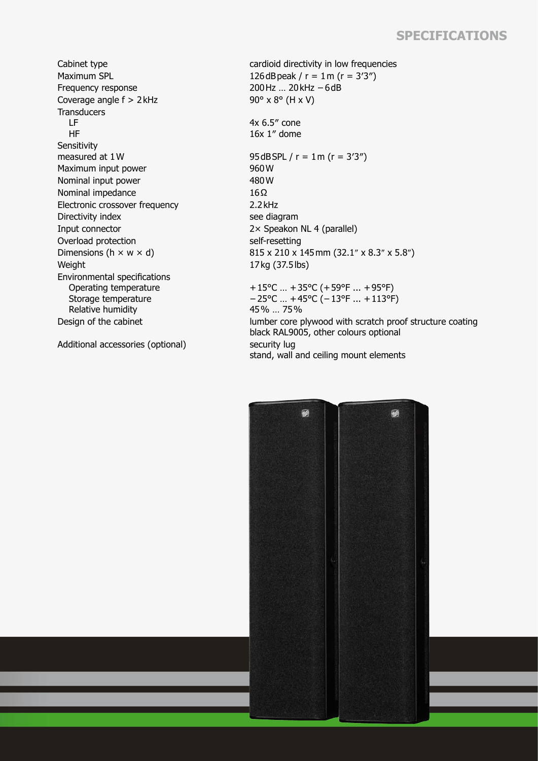# SPECIFICATIONS

| | |
|---|---|
| Cabinet type | cardioid directivity in low frequencies |
| Maximum SPL | 126 dB peak / r = 1 m (r = 3′3″) |
| Frequency response | 200 Hz … 20 kHz − 6 dB |
| Coverage angle f > 2 kHz | 90° x 8° (H x V) |
| Transducers | |
| LF | 4x 6.5″ cone |
| HF | 16x 1″ dome |
| Sensitivity measured at 1 W | 95 dB SPL / r = 1 m (r = 3′3″) |
| Maximum input power | 960 W |
| Nominal input power | 480 W |
| Nominal impedance | 16 Ω |
| Electronic crossover frequency | 2.2 kHz |
| Directivity index | see diagram |
| Input connector | 2× Speakon NL 4 (parallel) |
| Overload protection | self-resetting |
| Dimensions (h × w × d) | 815 x 210 x 145 mm (32.1″ x 8.3″ x 5.8″) |
| Weight | 17 kg (37.5 lbs) |
| Environmental specifications | |
| Operating temperature | + 15°C … + 35°C (+ 59°F ... + 95°F) |
| Storage temperature | − 25°C … + 45°C (− 13°F ... + 113°F) |
| Relative humidity | 45 % … 75 % |
| Design of the cabinet | lumber core plywood with scratch proof structure coating<br>black RAL9005, other colours optional |
| Additional accessories (optional) | security lug<br>stand, wall and ceiling mount elements |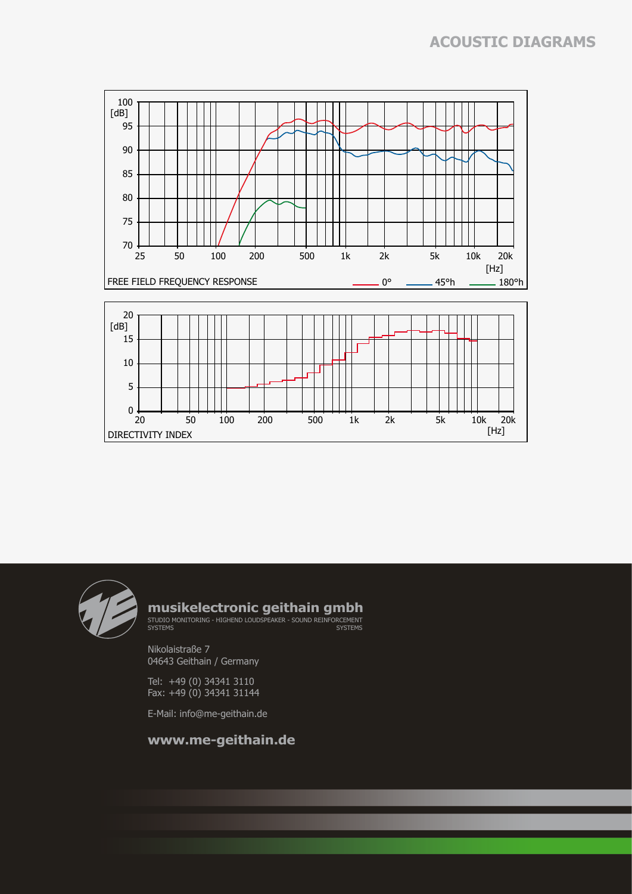# ACOUSTIC DIAGRAMS

100
[dB]
95
90
85
80
75
70
25 50 100 200 500 1k 2k 5k 10k 20k
[Hz]

FREE FIELD FREQUENCY RESPONSE 0° 45°h 180°h

20
[dB]
15
10
5
0
20 50 100 200 500 1k 2k 5k 10k 20k
[Hz]

DIRECTIVITY INDEX

**musikelectronic geithain gmbh**
STUDIO MONITORING - HIGHEND LOUDSPEAKER - SOUND REINFORCEMENT SYSTEMS

Nikolaistraße 7
04643 Geithain / Germany

Tel: +49 (0) 34341 3110
Fax: +49 (0) 34341 31144

E-Mail: info@me-geithain.de

**www.me-geithain.de**